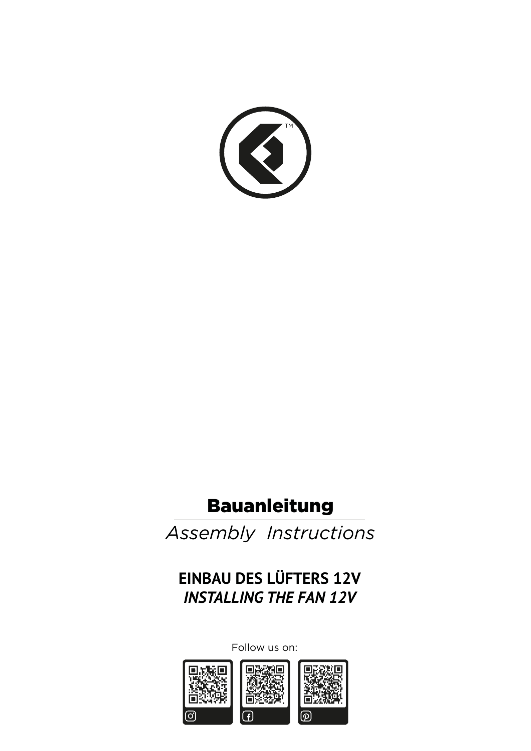# Bauanleitung

*Assembly Instructions*

## EINBAU DES LÜFTERS 12V

## *INSTALLING THE FAN 12V*

Follow us on: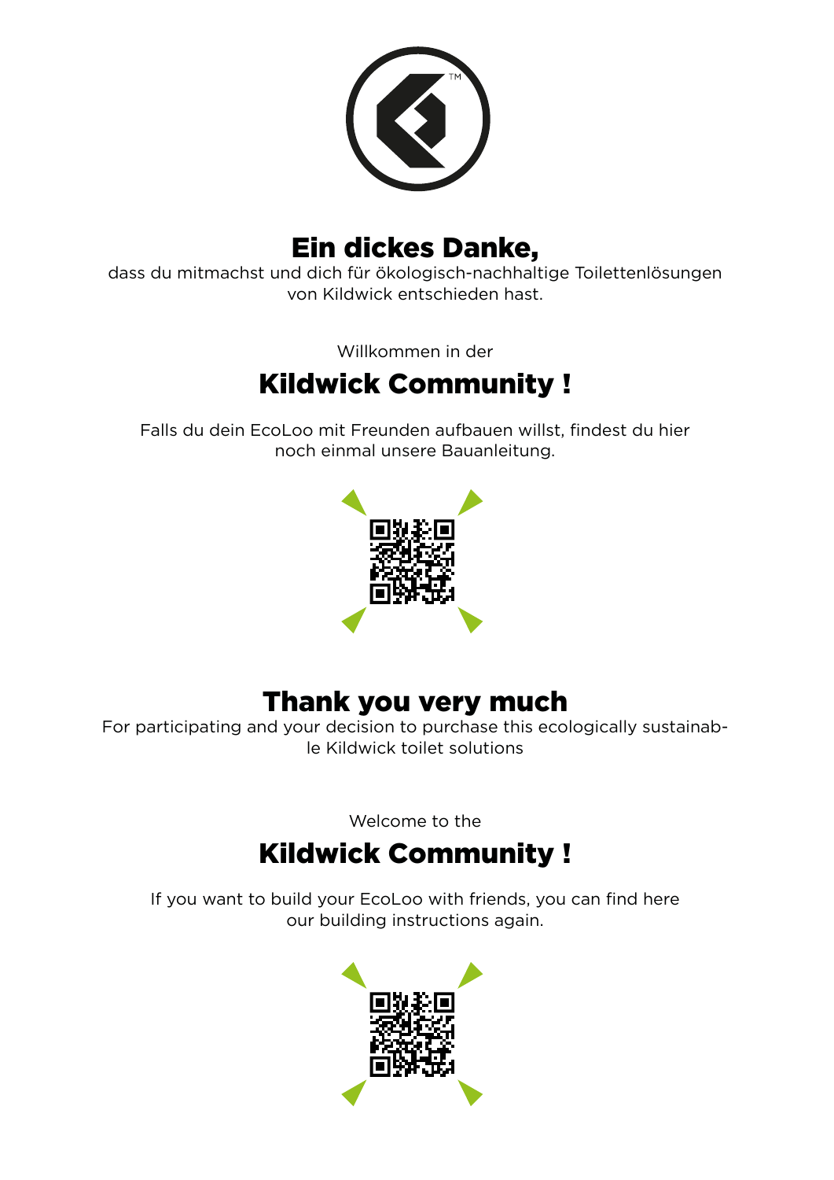# Ein dickes Danke,

dass du mitmachst und dich für ökologisch-nachhaltige Toilettenlösungen von Kildwick entschieden hast.

Willkommen in der

## Kildwick Community !

Falls du dein EcoLoo mit Freunden aufbauen willst, findest du hier noch einmal unsere Bauanleitung.

# Thank you very much

For participating and your decision to purchase this ecologically sustainable Kildwick toilet solutions

Welcome to the

## Kildwick Community !

If you want to build your EcoLoo with friends, you can find here our building instructions again.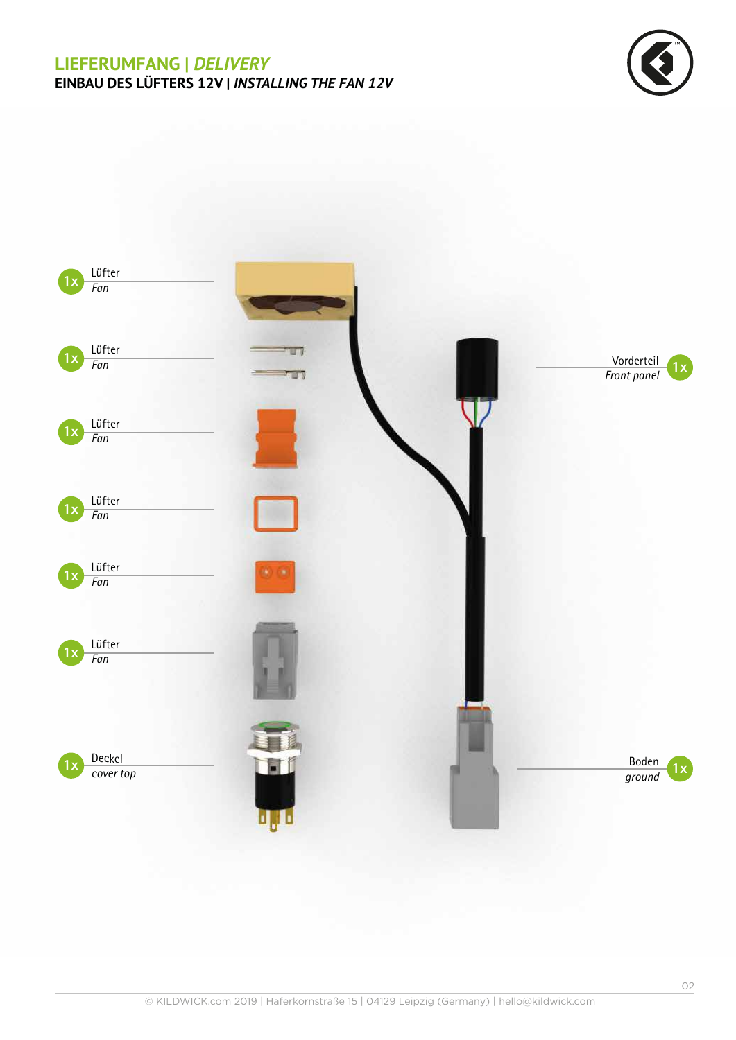## LIEFERUMFANG | *DELIVERY*

### EINBAU DES LÜFTERS 12V | *INSTALLING THE FAN 12V*

1x Lüfter
*Fan*

1x Lüfter
*Fan*

1x Lüfter
*Fan*

1x Lüfter
*Fan*

1x Lüfter
*Fan*

1x Lüfter
*Fan*

1x Deckel
*cover top*

Vorderteil 1x
*Front panel*

Boden 1x
*ground*

© KILDWICK.com 2019 | Haferkornstraße 15 | 04129 Leipzig (Germany) | hello@kildwick.com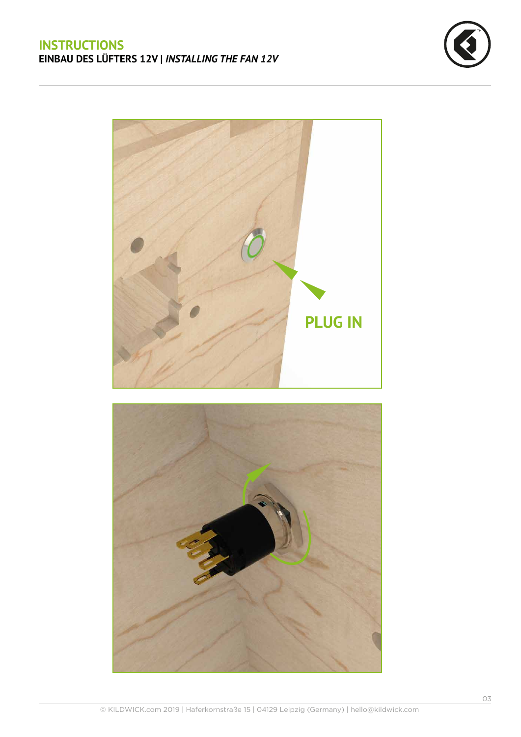# INSTRUCTIONS

**EINBAU DES LÜFTERS 12V | *INSTALLING THE FAN 12V***

PLUG IN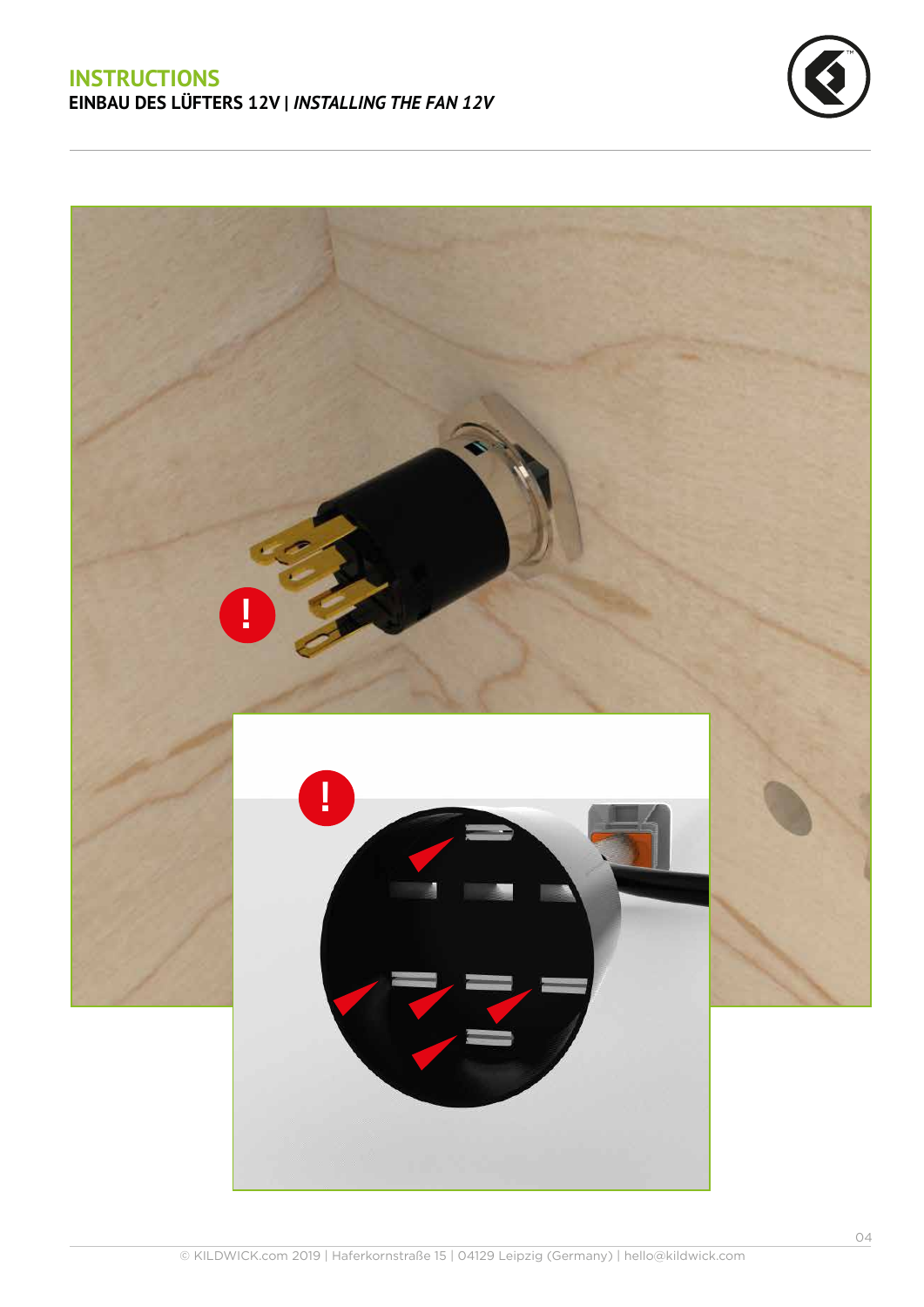## INSTRUCTIONS

**EINBAU DES LÜFTERS 12V | *INSTALLING THE FAN 12V***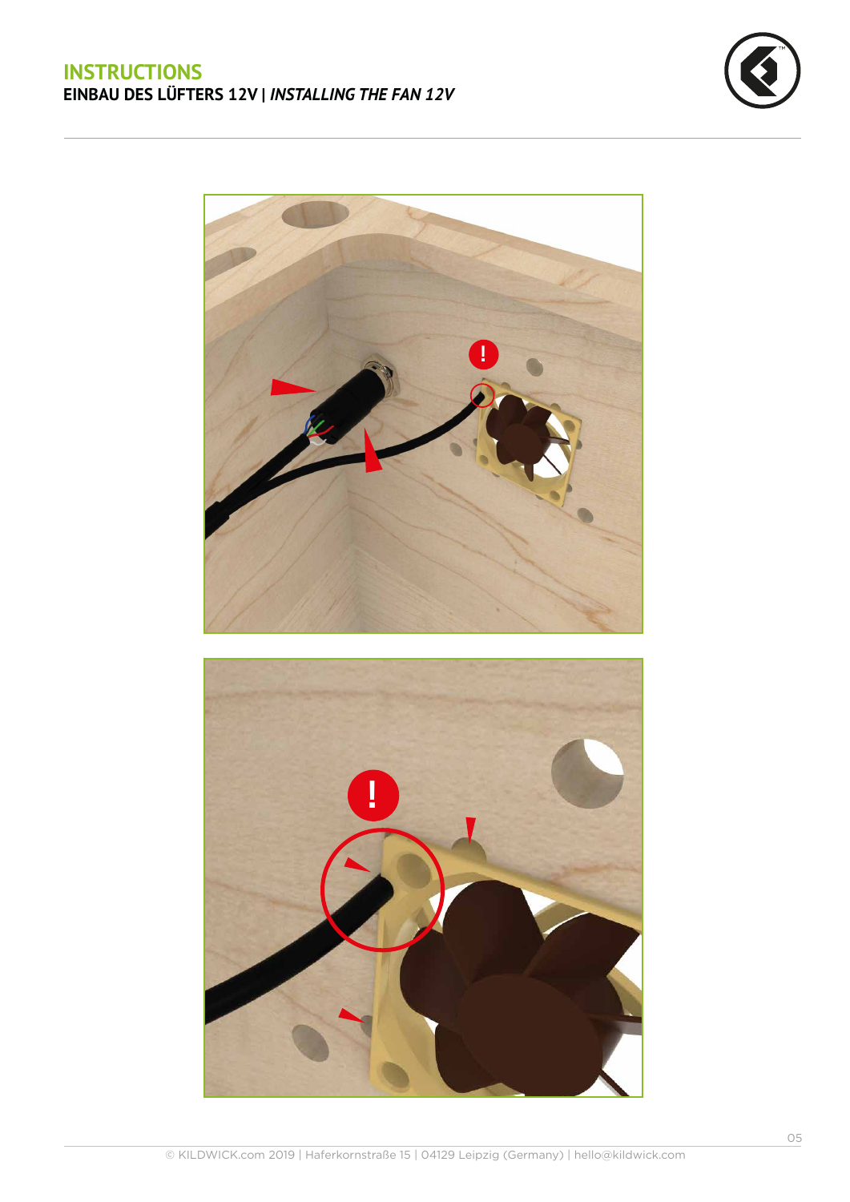# INSTRUCTIONS

## EINBAU DES LÜFTERS 12V | *INSTALLING THE FAN 12V*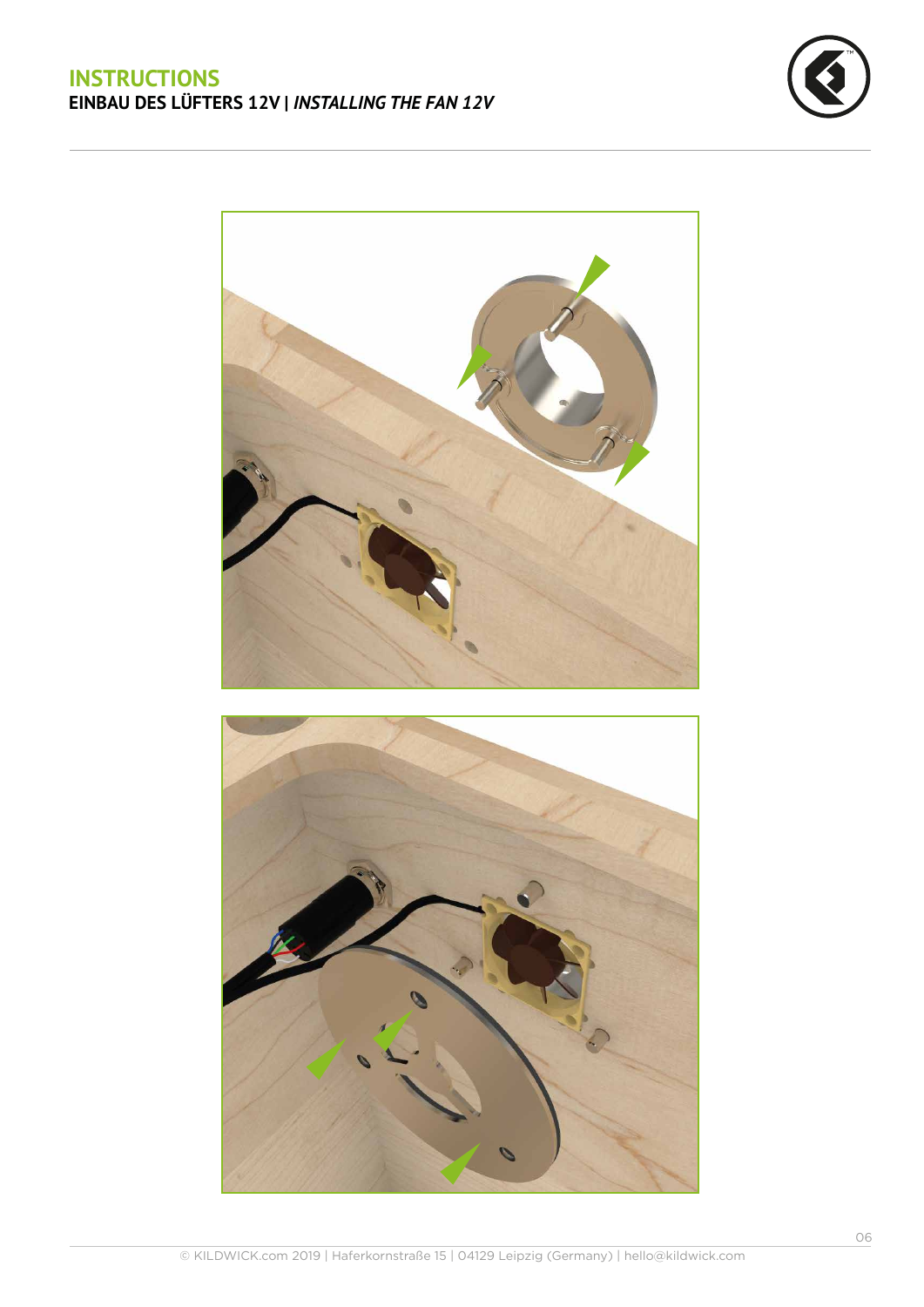# INSTRUCTIONS

## EINBAU DES LÜFTERS 12V | *INSTALLING THE FAN 12V*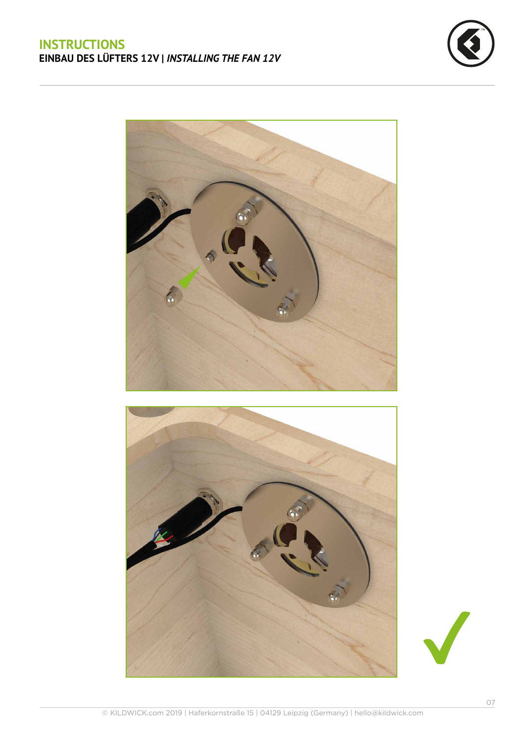## INSTRUCTIONS

### EINBAU DES LÜFTERS 12V | *INSTALLING THE FAN 12V*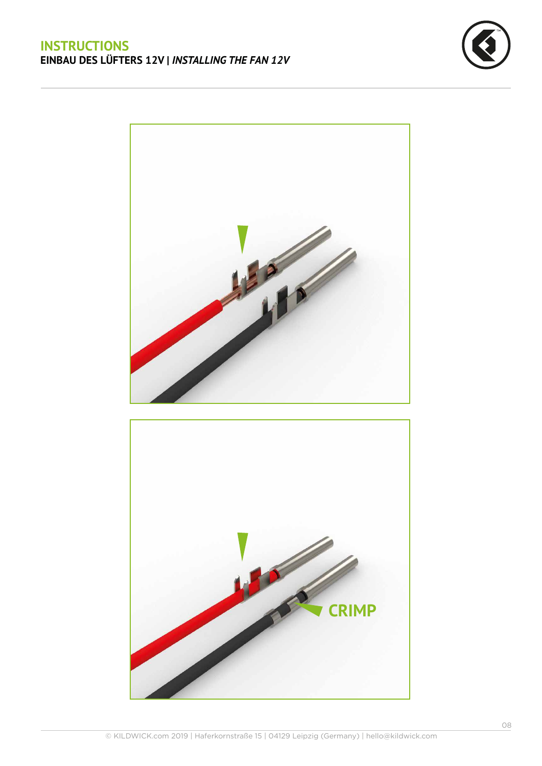# INSTRUCTIONS

## EINBAU DES LÜFTERS 12V | *INSTALLING THE FAN 12V*

CRIMP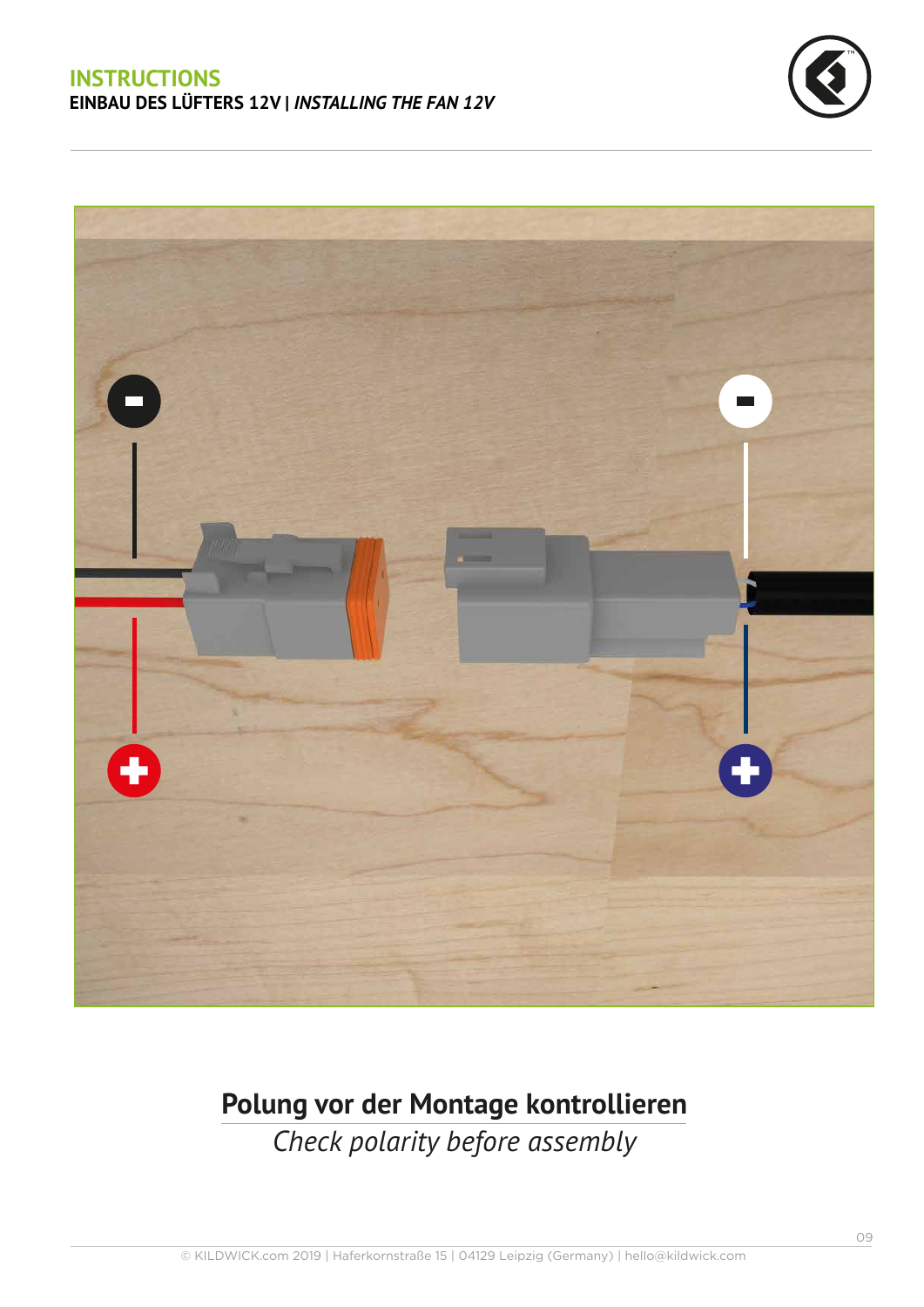# INSTRUCTIONS

**EINBAU DES LÜFTERS 12V | *INSTALLING THE FAN 12V***

## Polung vor der Montage kontrollieren

*Check polarity before assembly*

© KILDWICK.com 2019 | Haferkornstraße 15 | 04129 Leipzig (Germany) | hello@kildwick.com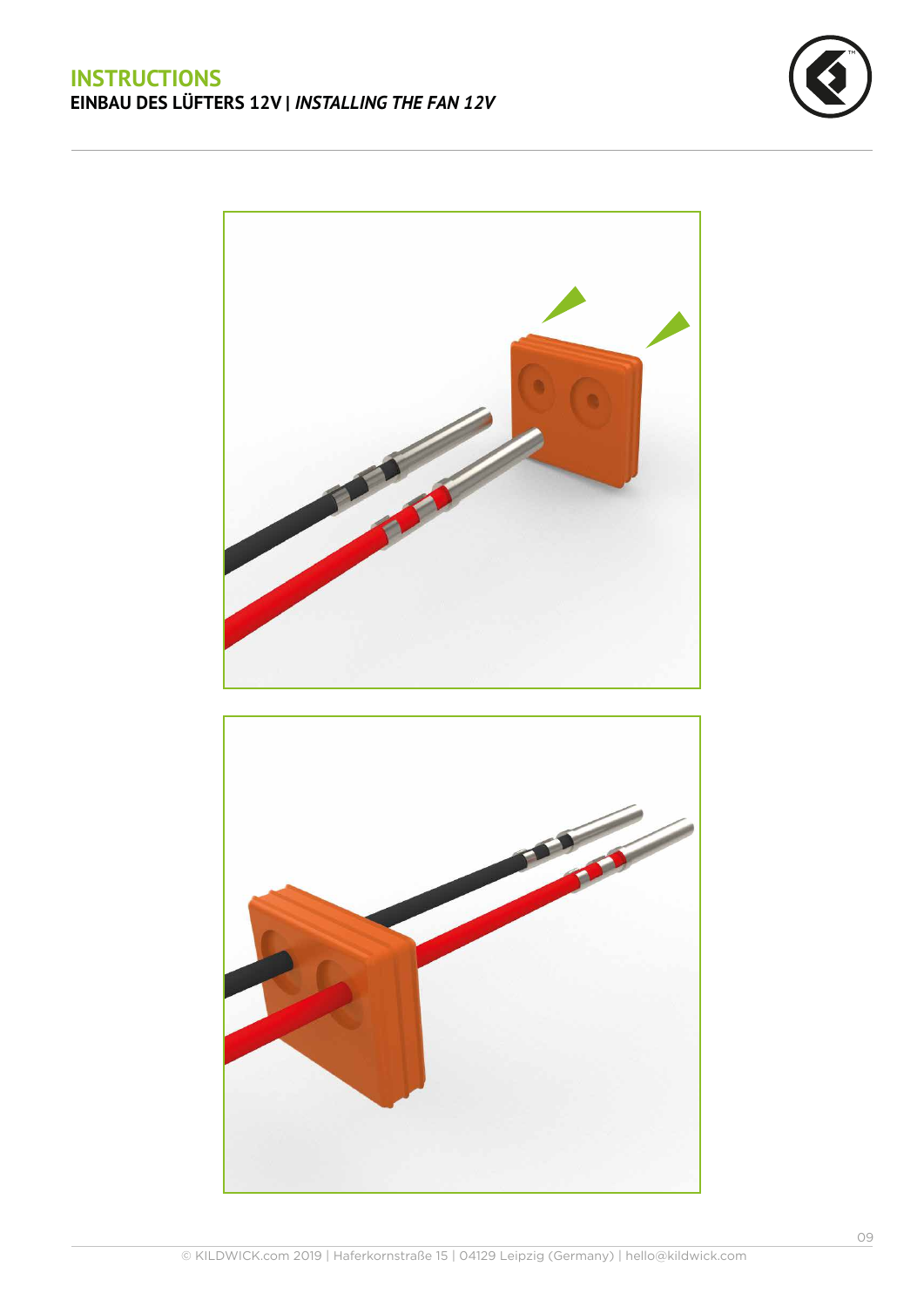# INSTRUCTIONS

## EINBAU DES LÜFTERS 12V | *INSTALLING THE FAN 12V*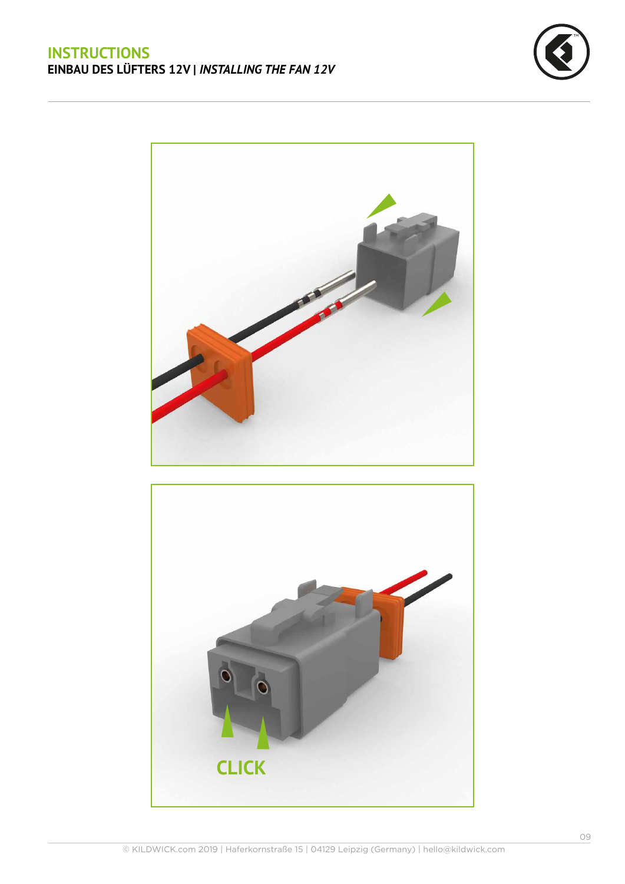# INSTRUCTIONS

**EINBAU DES LÜFTERS 12V | *INSTALLING THE FAN 12V***

CLICK

© KILDWICK.com 2019 | Haferkornstraße 15 | 04129 Leipzig (Germany) | hello@kildwick.com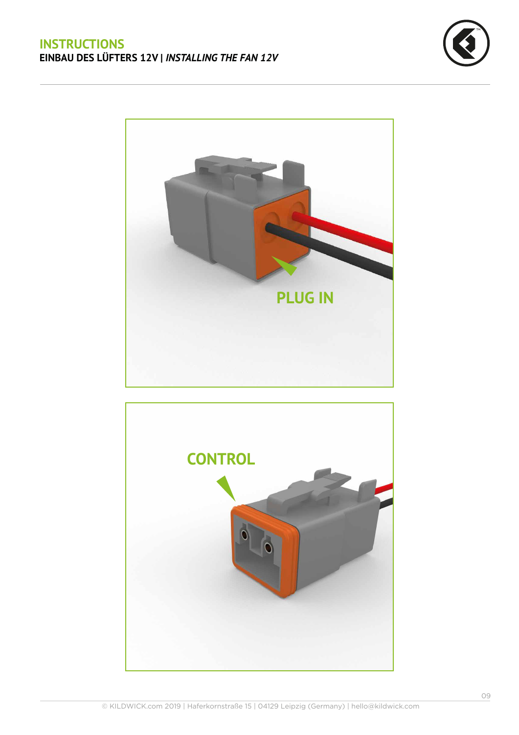# INSTRUCTIONS

**EINBAU DES LÜFTERS 12V | *INSTALLING THE FAN 12V***

PLUG IN

CONTROL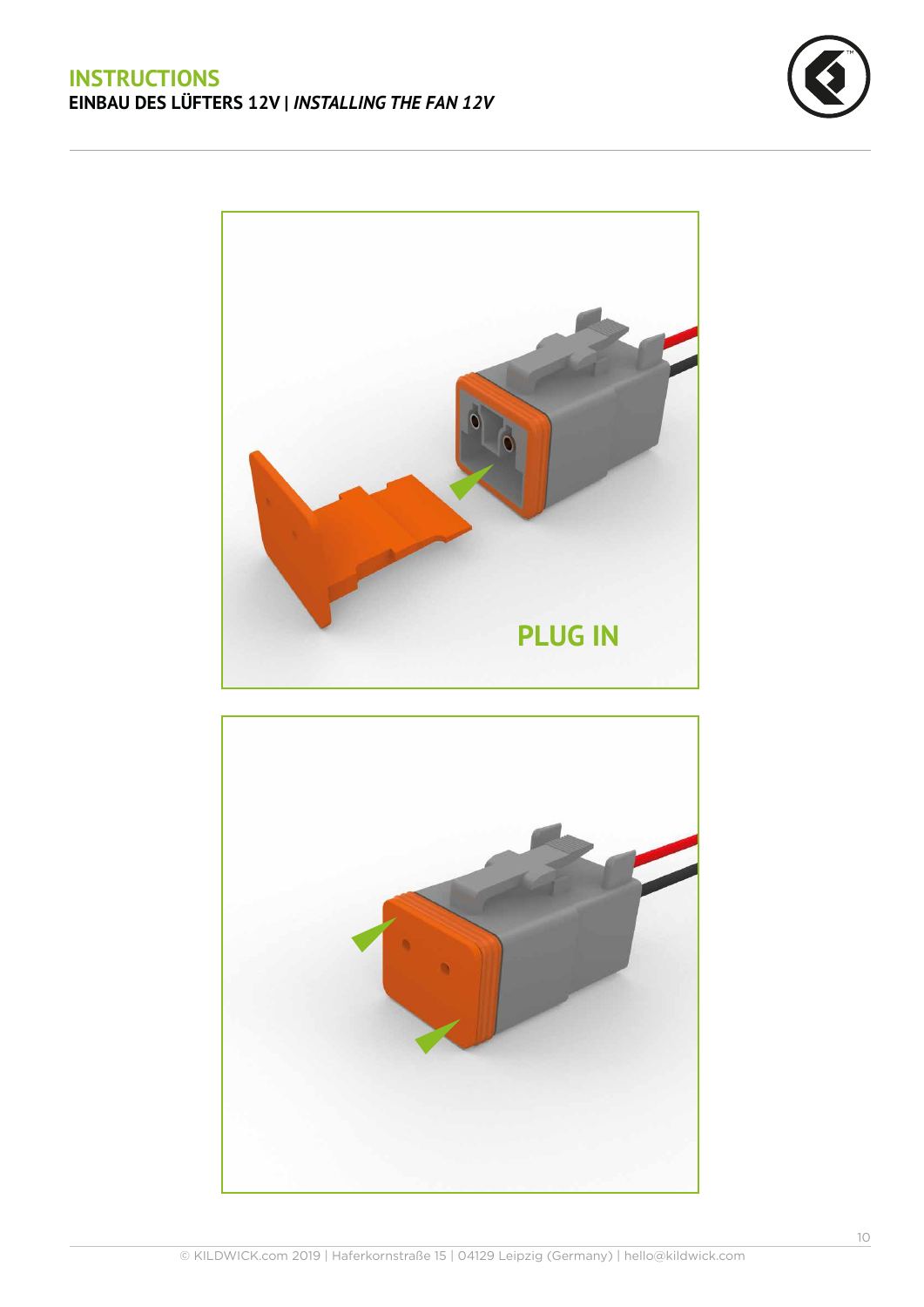# INSTRUCTIONS

## EINBAU DES LÜFTERS 12V | *INSTALLING THE FAN 12V*

PLUG IN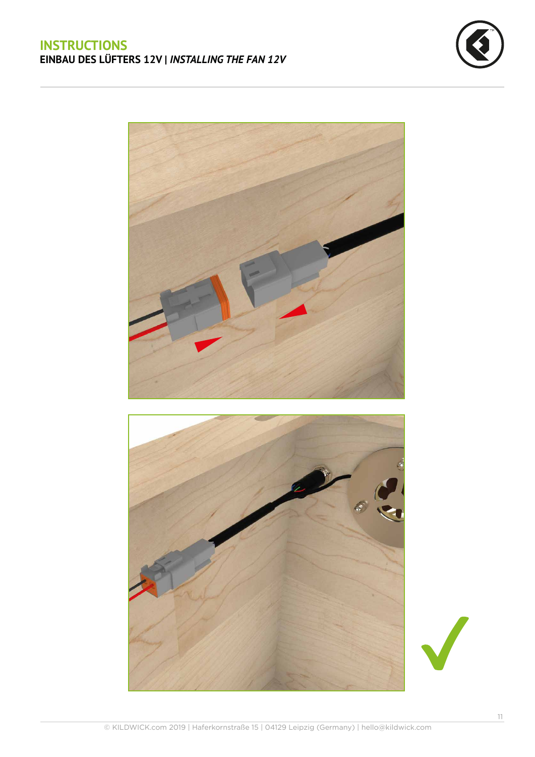# INSTRUCTIONS

## EINBAU DES LÜFTERS 12V | *INSTALLING THE FAN 12V*